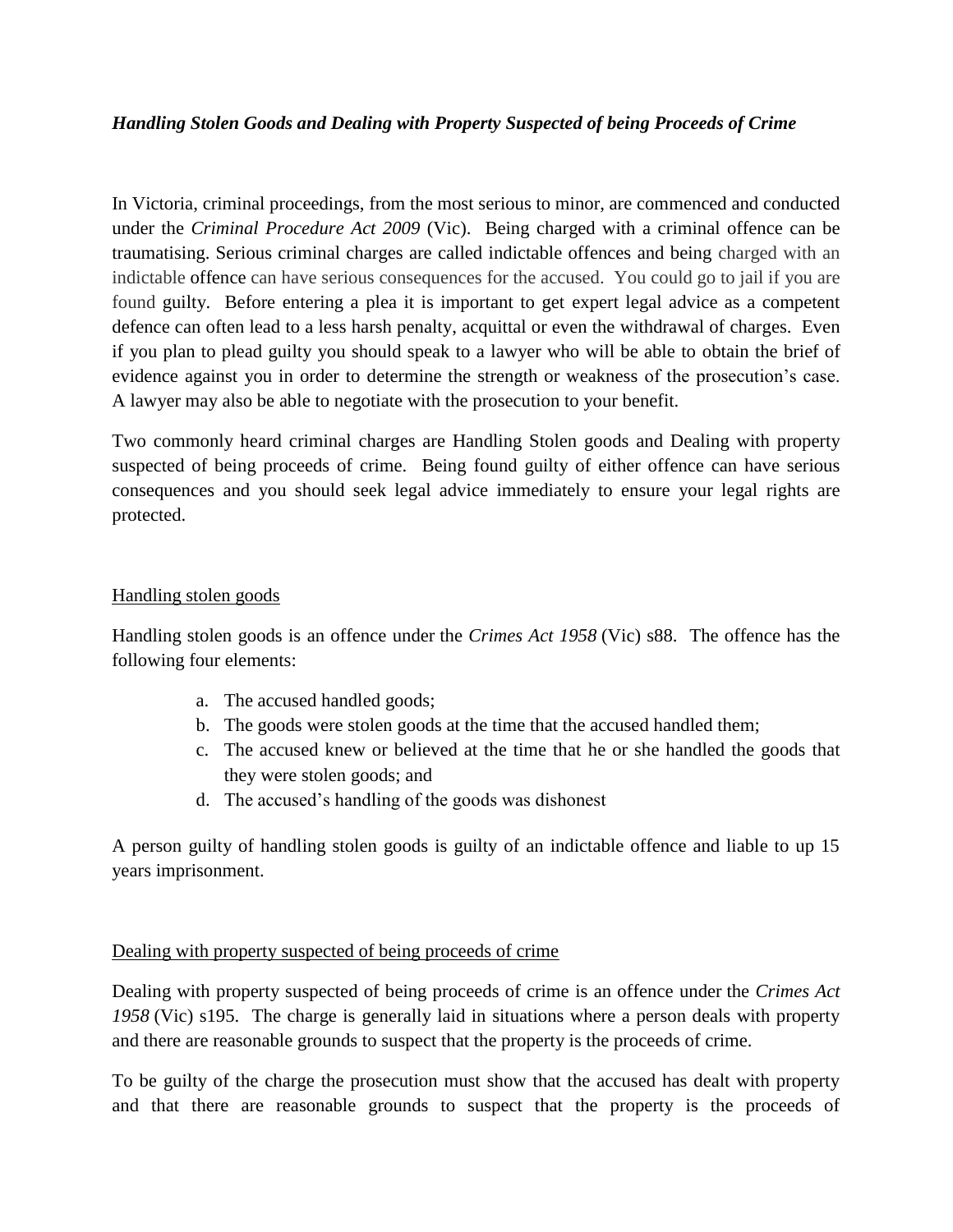***Handling Stolen Goods and Dealing with Property Suspected of being Proceeds of Crime***

In Victoria, criminal proceedings, from the most serious to minor, are commenced and conducted under the *Criminal Procedure Act 2009* (Vic). Being charged with a criminal offence can be traumatising. Serious criminal charges are called indictable offences and being charged with an indictable offence can have serious consequences for the accused. You could go to jail if you are found guilty. Before entering a plea it is important to get expert legal advice as a competent defence can often lead to a less harsh penalty, acquittal or even the withdrawal of charges. Even if you plan to plead guilty you should speak to a lawyer who will be able to obtain the brief of evidence against you in order to determine the strength or weakness of the prosecution's case. A lawyer may also be able to negotiate with the prosecution to your benefit.

Two commonly heard criminal charges are Handling Stolen goods and Dealing with property suspected of being proceeds of crime. Being found guilty of either offence can have serious consequences and you should seek legal advice immediately to ensure your legal rights are protected.

## Handling stolen goods

Handling stolen goods is an offence under the *Crimes Act 1958* (Vic) s88. The offence has the following four elements:

a. The accused handled goods;
b. The goods were stolen goods at the time that the accused handled them;
c. The accused knew or believed at the time that he or she handled the goods that they were stolen goods; and
d. The accused's handling of the goods was dishonest

A person guilty of handling stolen goods is guilty of an indictable offence and liable to up 15 years imprisonment.

## Dealing with property suspected of being proceeds of crime

Dealing with property suspected of being proceeds of crime is an offence under the *Crimes Act 1958* (Vic) s195. The charge is generally laid in situations where a person deals with property and there are reasonable grounds to suspect that the property is the proceeds of crime.

To be guilty of the charge the prosecution must show that the accused has dealt with property and that there are reasonable grounds to suspect that the property is the proceeds of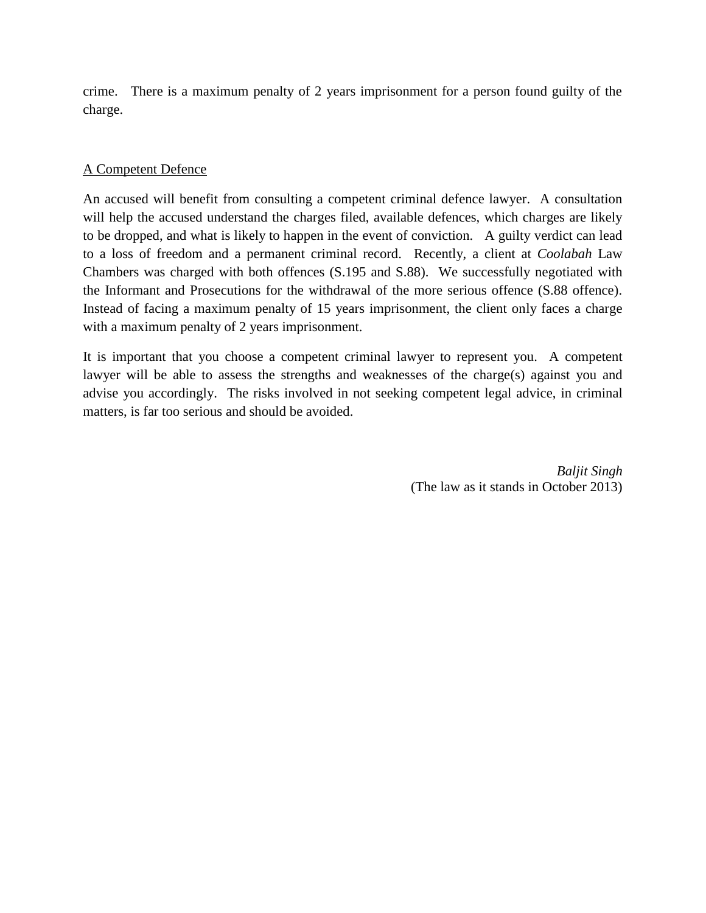crime. There is a maximum penalty of 2 years imprisonment for a person found guilty of the charge.

## A Competent Defence

An accused will benefit from consulting a competent criminal defence lawyer. A consultation will help the accused understand the charges filed, available defences, which charges are likely to be dropped, and what is likely to happen in the event of conviction. A guilty verdict can lead to a loss of freedom and a permanent criminal record. Recently, a client at *Coolabah* Law Chambers was charged with both offences (S.195 and S.88). We successfully negotiated with the Informant and Prosecutions for the withdrawal of the more serious offence (S.88 offence). Instead of facing a maximum penalty of 15 years imprisonment, the client only faces a charge with a maximum penalty of 2 years imprisonment.

It is important that you choose a competent criminal lawyer to represent you. A competent lawyer will be able to assess the strengths and weaknesses of the charge(s) against you and advise you accordingly. The risks involved in not seeking competent legal advice, in criminal matters, is far too serious and should be avoided.

*Baljit Singh*
(The law as it stands in October 2013)